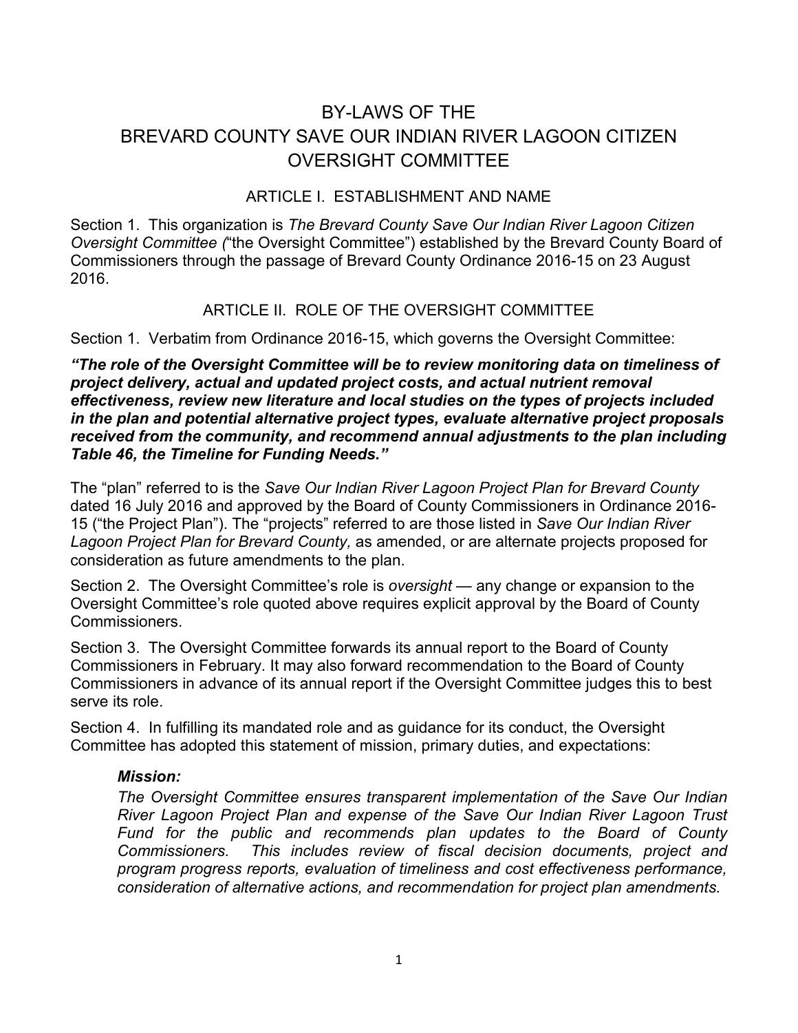# BY-LAWS OF THE BREVARD COUNTY SAVE OUR INDIAN RIVER LAGOON CITIZEN OVERSIGHT COMMITTEE

## ARTICLE I. ESTABLISHMENT AND NAME

Section 1. This organization is *The Brevard County Save Our Indian River Lagoon Citizen Oversight Committee (*"the Oversight Committee") established by the Brevard County Board of Commissioners through the passage of Brevard County Ordinance 2016-15 on 23 August 2016.

## ARTICLE II. ROLE OF THE OVERSIGHT COMMITTEE

Section 1. Verbatim from Ordinance 2016-15, which governs the Oversight Committee:

***"The role of the Oversight Committee will be to review monitoring data on timeliness of project delivery, actual and updated project costs, and actual nutrient removal effectiveness, review new literature and local studies on the types of projects included in the plan and potential alternative project types, evaluate alternative project proposals received from the community, and recommend annual adjustments to the plan including Table 46, the Timeline for Funding Needs."***

The "plan" referred to is the *Save Our Indian River Lagoon Project Plan for Brevard County* dated 16 July 2016 and approved by the Board of County Commissioners in Ordinance 2016-15 ("the Project Plan"). The "projects" referred to are those listed in *Save Our Indian River Lagoon Project Plan for Brevard County,* as amended, or are alternate projects proposed for consideration as future amendments to the plan.

Section 2. The Oversight Committee's role is *oversight* — any change or expansion to the Oversight Committee's role quoted above requires explicit approval by the Board of County Commissioners.

Section 3. The Oversight Committee forwards its annual report to the Board of County Commissioners in February. It may also forward recommendation to the Board of County Commissioners in advance of its annual report if the Oversight Committee judges this to best serve its role.

Section 4. In fulfilling its mandated role and as guidance for its conduct, the Oversight Committee has adopted this statement of mission, primary duties, and expectations:

> ***Mission:***
>
> *The Oversight Committee ensures transparent implementation of the Save Our Indian River Lagoon Project Plan and expense of the Save Our Indian River Lagoon Trust Fund for the public and recommends plan updates to the Board of County Commissioners. This includes review of fiscal decision documents, project and program progress reports, evaluation of timeliness and cost effectiveness performance, consideration of alternative actions, and recommendation for project plan amendments.*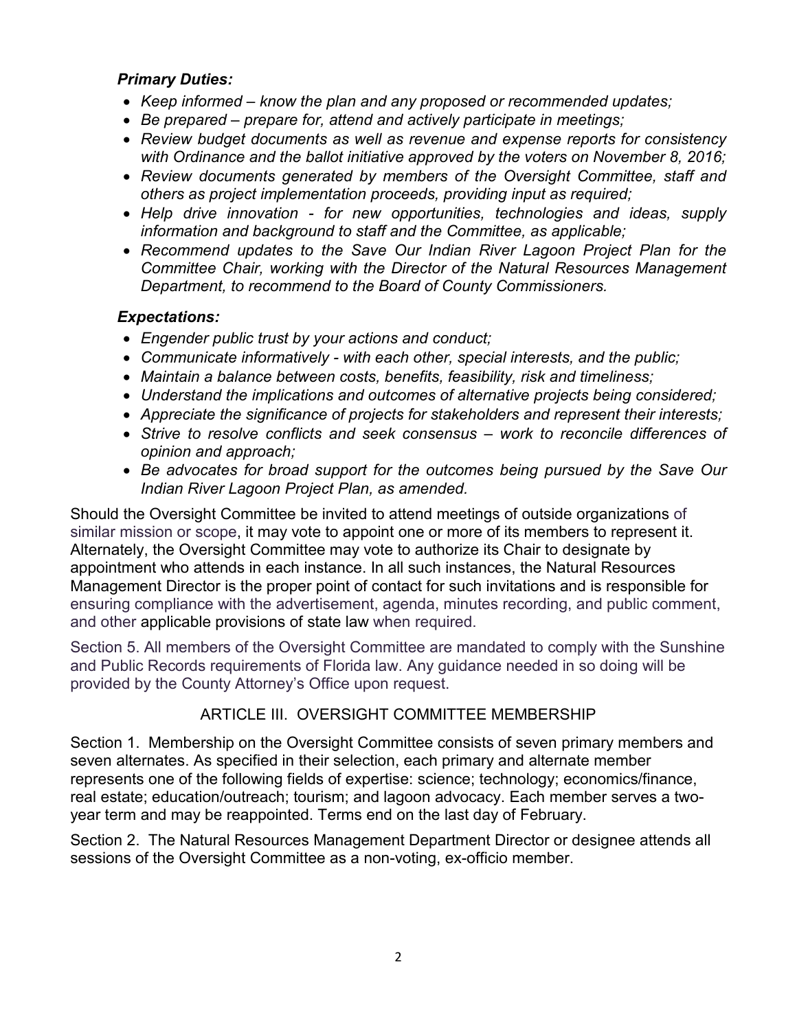***Primary Duties:***

- *Keep informed – know the plan and any proposed or recommended updates;*
- *Be prepared – prepare for, attend and actively participate in meetings;*
- *Review budget documents as well as revenue and expense reports for consistency with Ordinance and the ballot initiative approved by the voters on November 8, 2016;*
- *Review documents generated by members of the Oversight Committee, staff and others as project implementation proceeds, providing input as required;*
- *Help drive innovation - for new opportunities, technologies and ideas, supply information and background to staff and the Committee, as applicable;*
- *Recommend updates to the Save Our Indian River Lagoon Project Plan for the Committee Chair, working with the Director of the Natural Resources Management Department, to recommend to the Board of County Commissioners.*

***Expectations:***

- *Engender public trust by your actions and conduct;*
- *Communicate informatively - with each other, special interests, and the public;*
- *Maintain a balance between costs, benefits, feasibility, risk and timeliness;*
- *Understand the implications and outcomes of alternative projects being considered;*
- *Appreciate the significance of projects for stakeholders and represent their interests;*
- *Strive to resolve conflicts and seek consensus – work to reconcile differences of opinion and approach;*
- *Be advocates for broad support for the outcomes being pursued by the Save Our Indian River Lagoon Project Plan, as amended.*

Should the Oversight Committee be invited to attend meetings of outside organizations of similar mission or scope, it may vote to appoint one or more of its members to represent it. Alternately, the Oversight Committee may vote to authorize its Chair to designate by appointment who attends in each instance. In all such instances, the Natural Resources Management Director is the proper point of contact for such invitations and is responsible for ensuring compliance with the advertisement, agenda, minutes recording, and public comment, and other applicable provisions of state law when required.

Section 5. All members of the Oversight Committee are mandated to comply with the Sunshine and Public Records requirements of Florida law. Any guidance needed in so doing will be provided by the County Attorney's Office upon request.

## ARTICLE III. OVERSIGHT COMMITTEE MEMBERSHIP

Section 1. Membership on the Oversight Committee consists of seven primary members and seven alternates. As specified in their selection, each primary and alternate member represents one of the following fields of expertise: science; technology; economics/finance, real estate; education/outreach; tourism; and lagoon advocacy. Each member serves a two-year term and may be reappointed. Terms end on the last day of February.

Section 2. The Natural Resources Management Department Director or designee attends all sessions of the Oversight Committee as a non-voting, ex-officio member.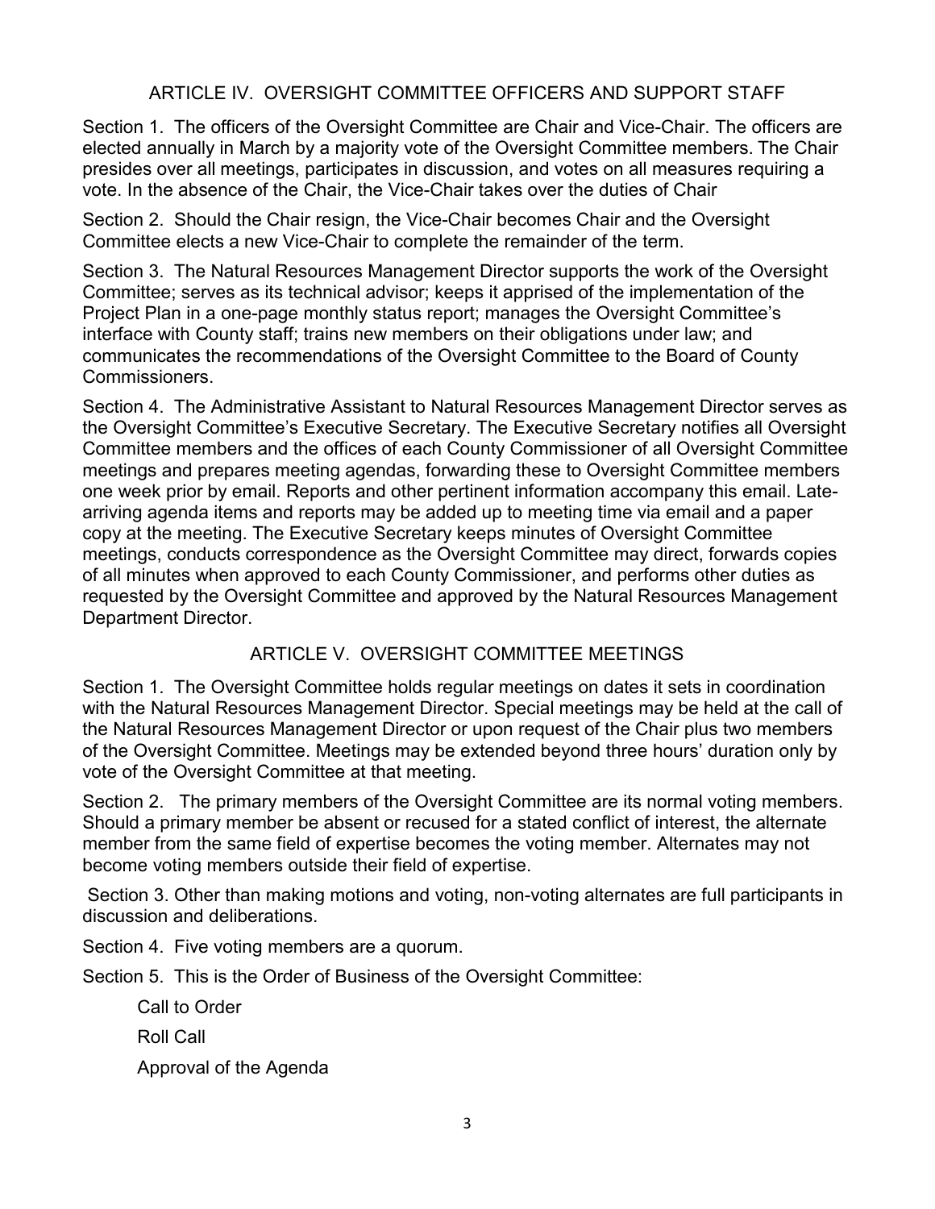## ARTICLE IV. OVERSIGHT COMMITTEE OFFICERS AND SUPPORT STAFF

Section 1. The officers of the Oversight Committee are Chair and Vice-Chair. The officers are elected annually in March by a majority vote of the Oversight Committee members. The Chair presides over all meetings, participates in discussion, and votes on all measures requiring a vote. In the absence of the Chair, the Vice-Chair takes over the duties of Chair

Section 2. Should the Chair resign, the Vice-Chair becomes Chair and the Oversight Committee elects a new Vice-Chair to complete the remainder of the term.

Section 3. The Natural Resources Management Director supports the work of the Oversight Committee; serves as its technical advisor; keeps it apprised of the implementation of the Project Plan in a one-page monthly status report; manages the Oversight Committee's interface with County staff; trains new members on their obligations under law; and communicates the recommendations of the Oversight Committee to the Board of County Commissioners.

Section 4. The Administrative Assistant to Natural Resources Management Director serves as the Oversight Committee's Executive Secretary. The Executive Secretary notifies all Oversight Committee members and the offices of each County Commissioner of all Oversight Committee meetings and prepares meeting agendas, forwarding these to Oversight Committee members one week prior by email. Reports and other pertinent information accompany this email. Late-arriving agenda items and reports may be added up to meeting time via email and a paper copy at the meeting. The Executive Secretary keeps minutes of Oversight Committee meetings, conducts correspondence as the Oversight Committee may direct, forwards copies of all minutes when approved to each County Commissioner, and performs other duties as requested by the Oversight Committee and approved by the Natural Resources Management Department Director.

## ARTICLE V. OVERSIGHT COMMITTEE MEETINGS

Section 1. The Oversight Committee holds regular meetings on dates it sets in coordination with the Natural Resources Management Director. Special meetings may be held at the call of the Natural Resources Management Director or upon request of the Chair plus two members of the Oversight Committee. Meetings may be extended beyond three hours' duration only by vote of the Oversight Committee at that meeting.

Section 2. The primary members of the Oversight Committee are its normal voting members. Should a primary member be absent or recused for a stated conflict of interest, the alternate member from the same field of expertise becomes the voting member. Alternates may not become voting members outside their field of expertise.

Section 3. Other than making motions and voting, non-voting alternates are full participants in discussion and deliberations.

Section 4. Five voting members are a quorum.

Section 5. This is the Order of Business of the Oversight Committee:

Call to Order

Roll Call

Approval of the Agenda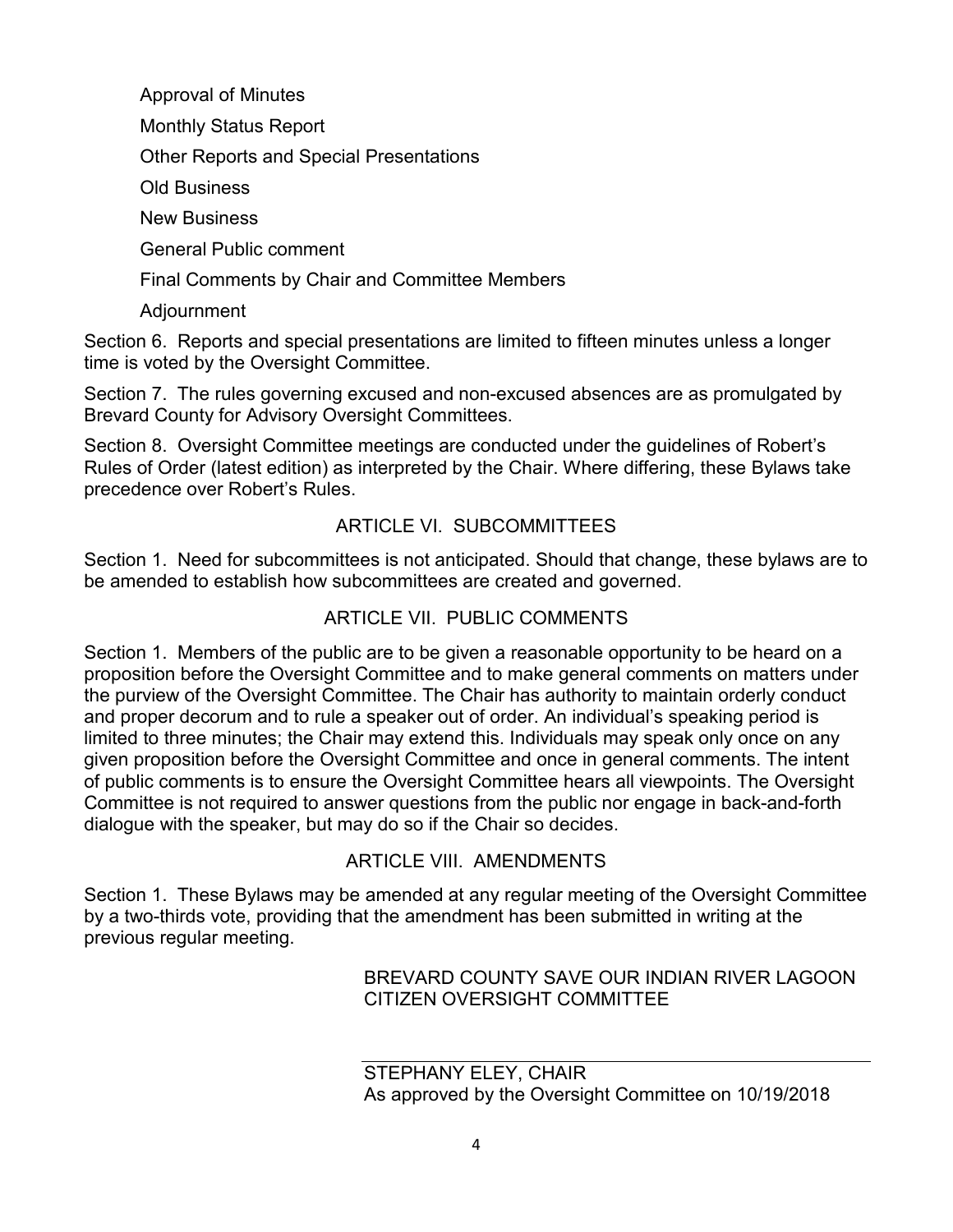Approval of Minutes

Monthly Status Report

Other Reports and Special Presentations

Old Business

New Business

General Public comment

Final Comments by Chair and Committee Members

Adjournment

Section 6. Reports and special presentations are limited to fifteen minutes unless a longer time is voted by the Oversight Committee.

Section 7. The rules governing excused and non-excused absences are as promulgated by Brevard County for Advisory Oversight Committees.

Section 8. Oversight Committee meetings are conducted under the guidelines of Robert's Rules of Order (latest edition) as interpreted by the Chair. Where differing, these Bylaws take precedence over Robert's Rules.

## ARTICLE VI. SUBCOMMITTEES

Section 1. Need for subcommittees is not anticipated. Should that change, these bylaws are to be amended to establish how subcommittees are created and governed.

## ARTICLE VII. PUBLIC COMMENTS

Section 1. Members of the public are to be given a reasonable opportunity to be heard on a proposition before the Oversight Committee and to make general comments on matters under the purview of the Oversight Committee. The Chair has authority to maintain orderly conduct and proper decorum and to rule a speaker out of order. An individual's speaking period is limited to three minutes; the Chair may extend this. Individuals may speak only once on any given proposition before the Oversight Committee and once in general comments. The intent of public comments is to ensure the Oversight Committee hears all viewpoints. The Oversight Committee is not required to answer questions from the public nor engage in back-and-forth dialogue with the speaker, but may do so if the Chair so decides.

## ARTICLE VIII. AMENDMENTS

Section 1. These Bylaws may be amended at any regular meeting of the Oversight Committee by a two-thirds vote, providing that the amendment has been submitted in writing at the previous regular meeting.

BREVARD COUNTY SAVE OUR INDIAN RIVER LAGOON CITIZEN OVERSIGHT COMMITTEE

STEPHANY ELEY, CHAIR
As approved by the Oversight Committee on 10/19/2018